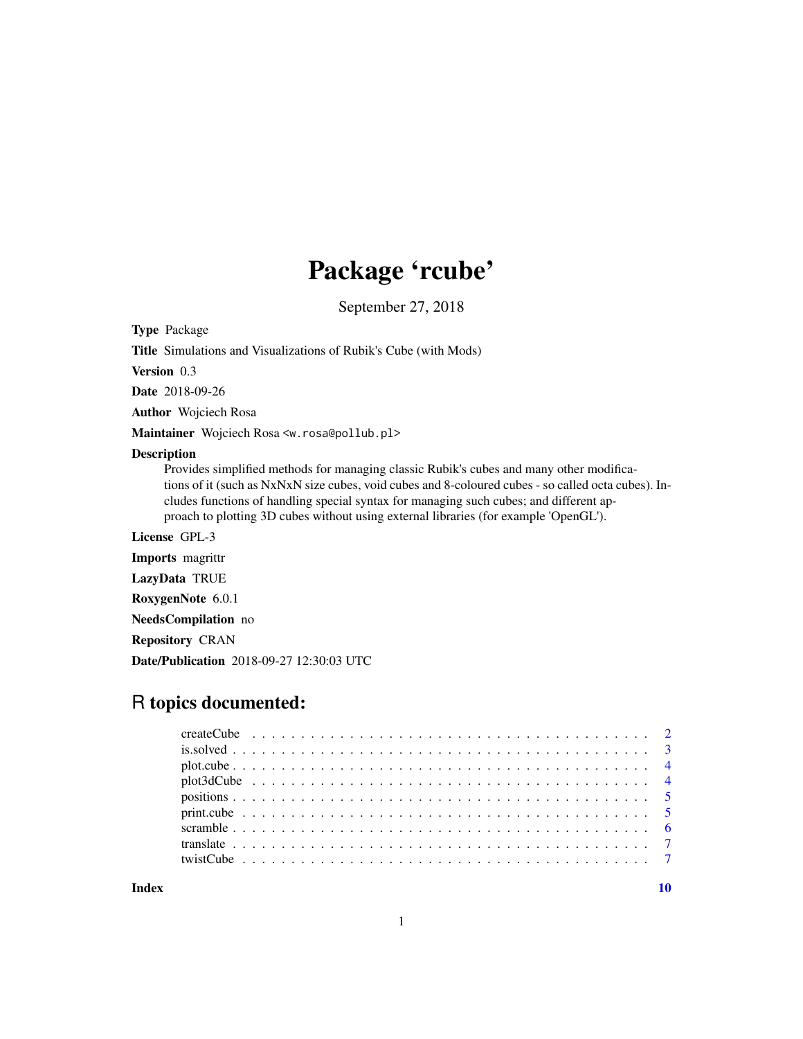# Package 'rcube'

September 27, 2018

**Type** Package

**Title** Simulations and Visualizations of Rubik's Cube (with Mods)

**Version** 0.3

**Date** 2018-09-26

**Author** Wojciech Rosa

**Maintainer** Wojciech Rosa <w.rosa@pollub.pl>

**Description**
Provides simplified methods for managing classic Rubik's cubes and many other modifications of it (such as NxNxN size cubes, void cubes and 8-coloured cubes - so called octa cubes). Includes functions of handling special syntax for managing such cubes; and different approach to plotting 3D cubes without using external libraries (for example 'OpenGL').

**License** GPL-3

**Imports** magrittr

**LazyData** TRUE

**RoxygenNote** 6.0.1

**NeedsCompilation** no

**Repository** CRAN

**Date/Publication** 2018-09-27 12:30:03 UTC

## R topics documented:

| | |
|---|---|
| createCube | 2 |
| is.solved | 3 |
| plot.cube | 4 |
| plot3dCube | 4 |
| positions | 5 |
| print.cube | 5 |
| scramble | 6 |
| translate | 7 |
| twistCube | 7 |
| **Index** | **10** |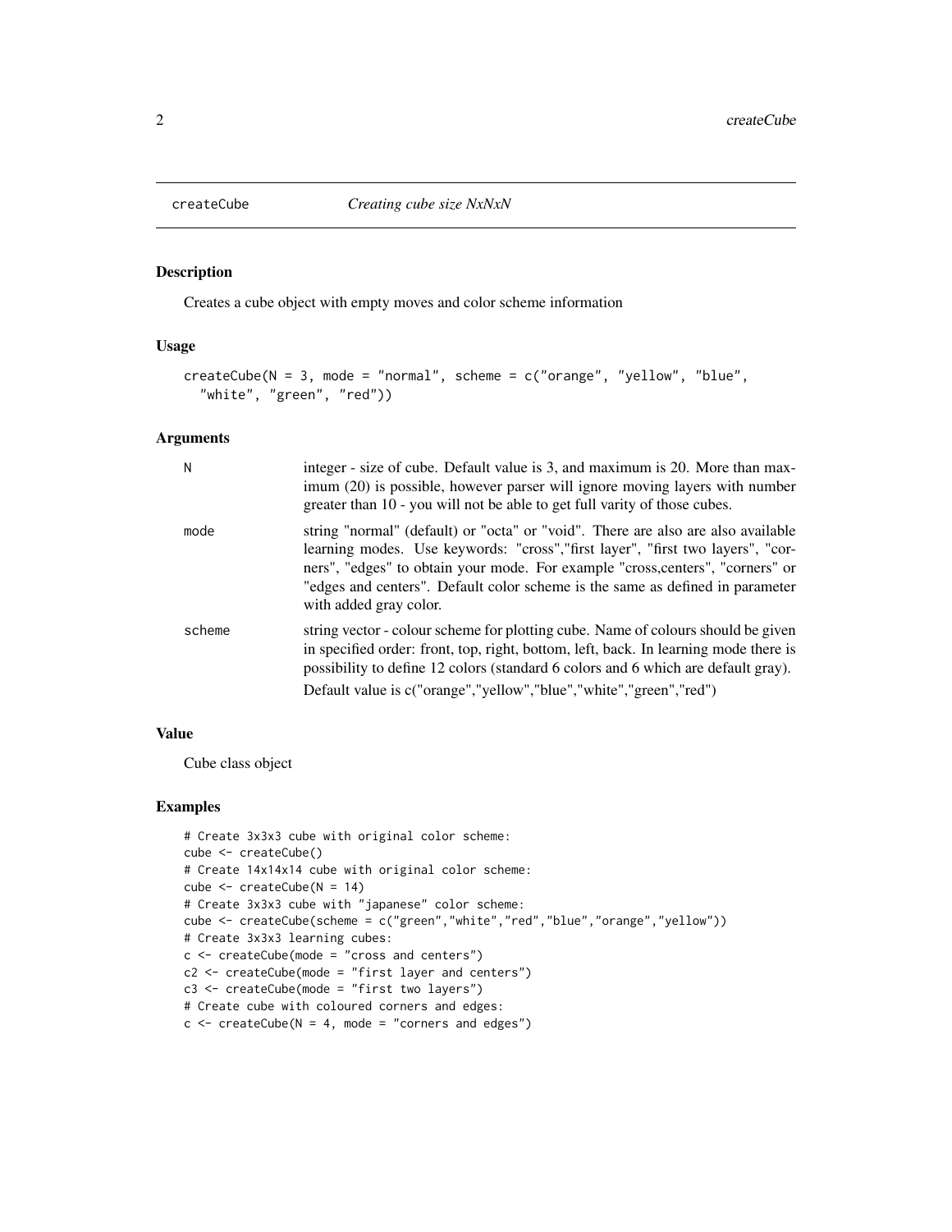## createCube — *Creating cube size NxNxN*

### Description

Creates a cube object with empty moves and color scheme information

### Usage

```
createCube(N = 3, mode = "normal", scheme = c("orange", "yellow", "blue",
  "white", "green", "red"))
```

### Arguments

| | |
|---|---|
| N | integer - size of cube. Default value is 3, and maximum is 20. More than maximum (20) is possible, however parser will ignore moving layers with number greater than 10 - you will not be able to get full varity of those cubes. |
| mode | string "normal" (default) or "octa" or "void". There are also are also available learning modes. Use keywords: "cross","first layer", "first two layers", "corners", "edges" to obtain your mode. For example "cross,centers", "corners" or "edges and centers". Default color scheme is the same as defined in parameter with added gray color. |
| scheme | string vector - colour scheme for plotting cube. Name of colours should be given in specified order: front, top, right, bottom, left, back. In learning mode there is possibility to define 12 colors (standard 6 colors and 6 which are default gray). Default value is c("orange","yellow","blue","white","green","red") |

### Value

Cube class object

### Examples

```
# Create 3x3x3 cube with original color scheme:
cube <- createCube()
# Create 14x14x14 cube with original color scheme:
cube <- createCube(N = 14)
# Create 3x3x3 cube with "japanese" color scheme:
cube <- createCube(scheme = c("green","white","red","blue","orange","yellow"))
# Create 3x3x3 learning cubes:
c <- createCube(mode = "cross and centers")
c2 <- createCube(mode = "first layer and centers")
c3 <- createCube(mode = "first two layers")
# Create cube with coloured corners and edges:
c <- createCube(N = 4, mode = "corners and edges")
```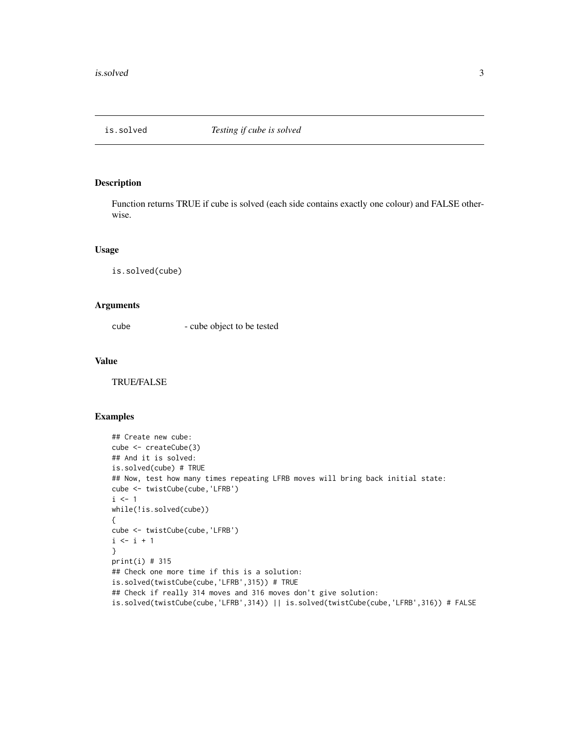## is.solved — *Testing if cube is solved*

### Description

Function returns TRUE if cube is solved (each side contains exactly one colour) and FALSE otherwise.

### Usage

```
is.solved(cube)
```

### Arguments

| | |
|---|---|
| cube | - cube object to be tested |

### Value

TRUE/FALSE

### Examples

```
## Create new cube:
cube <- createCube(3)
## And it is solved:
is.solved(cube) # TRUE
## Now, test how many times repeating LFRB moves will bring back initial state:
cube <- twistCube(cube,'LFRB')
i <- 1
while(!is.solved(cube))
{
cube <- twistCube(cube,'LFRB')
i <- i + 1
}
print(i) # 315
## Check one more time if this is a solution:
is.solved(twistCube(cube,'LFRB',315)) # TRUE
## Check if really 314 moves and 316 moves don't give solution:
is.solved(twistCube(cube,'LFRB',314)) || is.solved(twistCube(cube,'LFRB',316)) # FALSE
```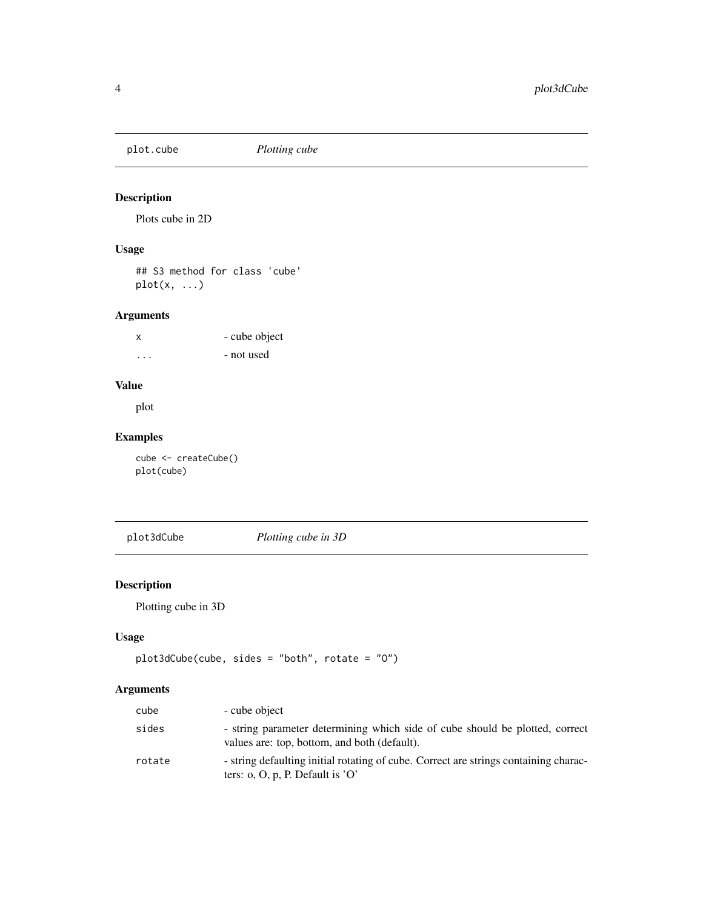## plot.cube *Plotting cube*

### Description

Plots cube in 2D

### Usage

```
## S3 method for class 'cube'
plot(x, ...)
```

### Arguments

| | |
|---|---|
| x | - cube object |
| ... | - not used |

### Value

plot

### Examples

```
cube <- createCube()
plot(cube)
```

## plot3dCube *Plotting cube in 3D*

### Description

Plotting cube in 3D

### Usage

```
plot3dCube(cube, sides = "both", rotate = "O")
```

### Arguments

| | |
|---|---|
| cube | - cube object |
| sides | - string parameter determining which side of cube should be plotted, correct values are: top, bottom, and both (default). |
| rotate | - string defaulting initial rotating of cube. Correct are strings containing characters: o, O, p, P. Default is 'O' |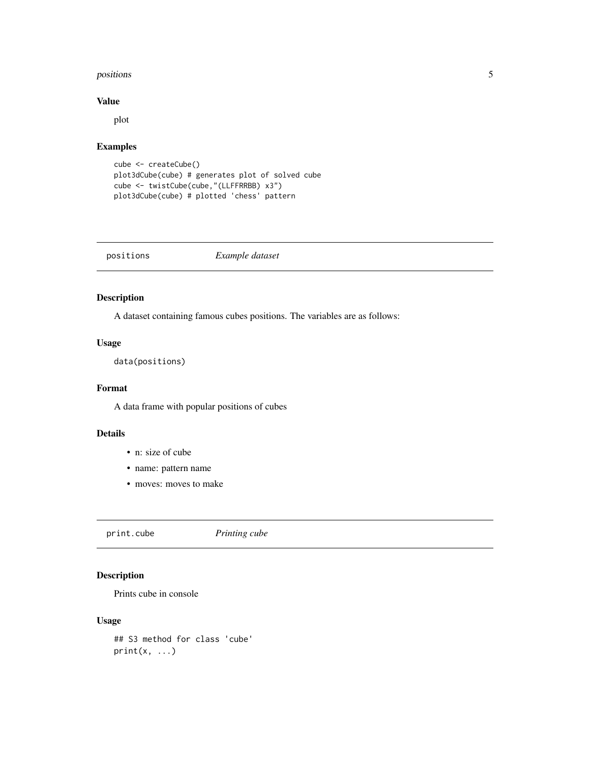### Value

plot

### Examples

```
cube <- createCube()
plot3dCube(cube) # generates plot of solved cube
cube <- twistCube(cube,"(LLFFRRBB) x3")
plot3dCube(cube) # plotted 'chess' pattern
```

---

## positions — *Example dataset*

---

### Description

A dataset containing famous cubes positions. The variables are as follows:

### Usage

```
data(positions)
```

### Format

A data frame with popular positions of cubes

### Details

- n: size of cube
- name: pattern name
- moves: moves to make

---

## print.cube — *Printing cube*

---

### Description

Prints cube in console

### Usage

```
## S3 method for class 'cube'
print(x, ...)
```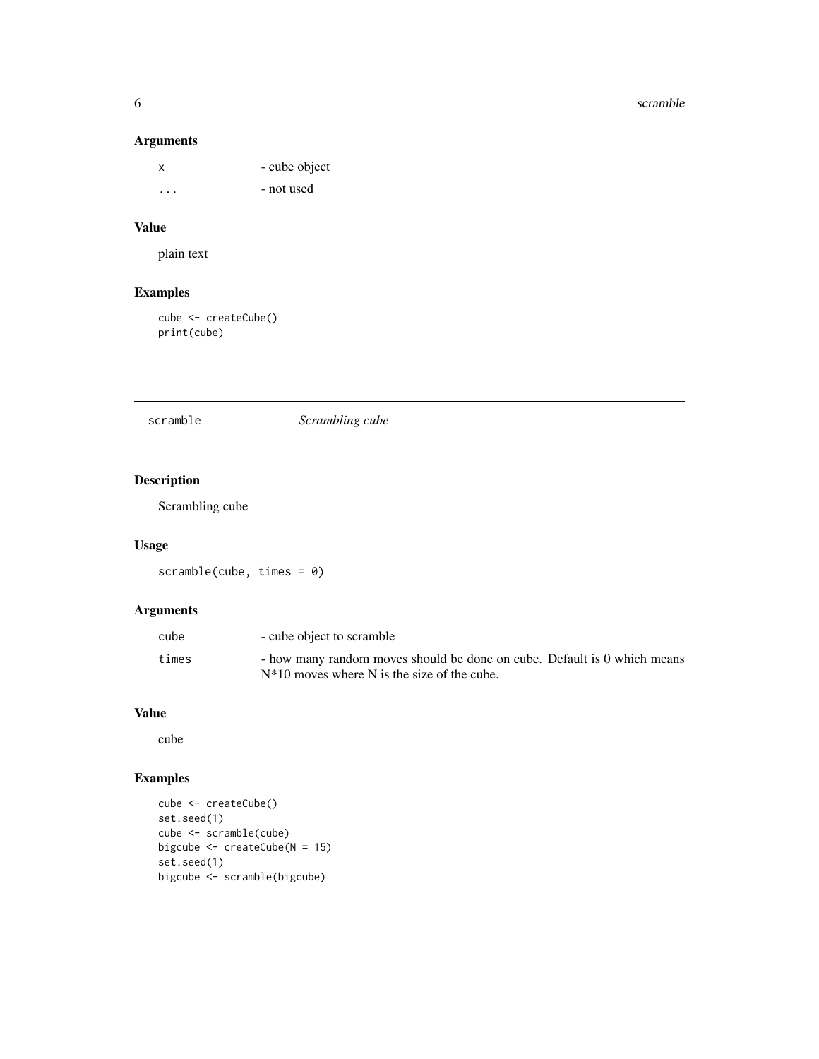## Arguments

| | |
|---|---|
| x | - cube object |
| ... | - not used |

## Value

plain text

## Examples

```
cube <- createCube()
print(cube)
```

---

# scramble *Scrambling cube*

## Description

Scrambling cube

## Usage

```
scramble(cube, times = 0)
```

## Arguments

| | |
|---|---|
| cube | - cube object to scramble |
| times | - how many random moves should be done on cube. Default is 0 which means N*10 moves where N is the size of the cube. |

## Value

cube

## Examples

```
cube <- createCube()
set.seed(1)
cube <- scramble(cube)
bigcube <- createCube(N = 15)
set.seed(1)
bigcube <- scramble(bigcube)
```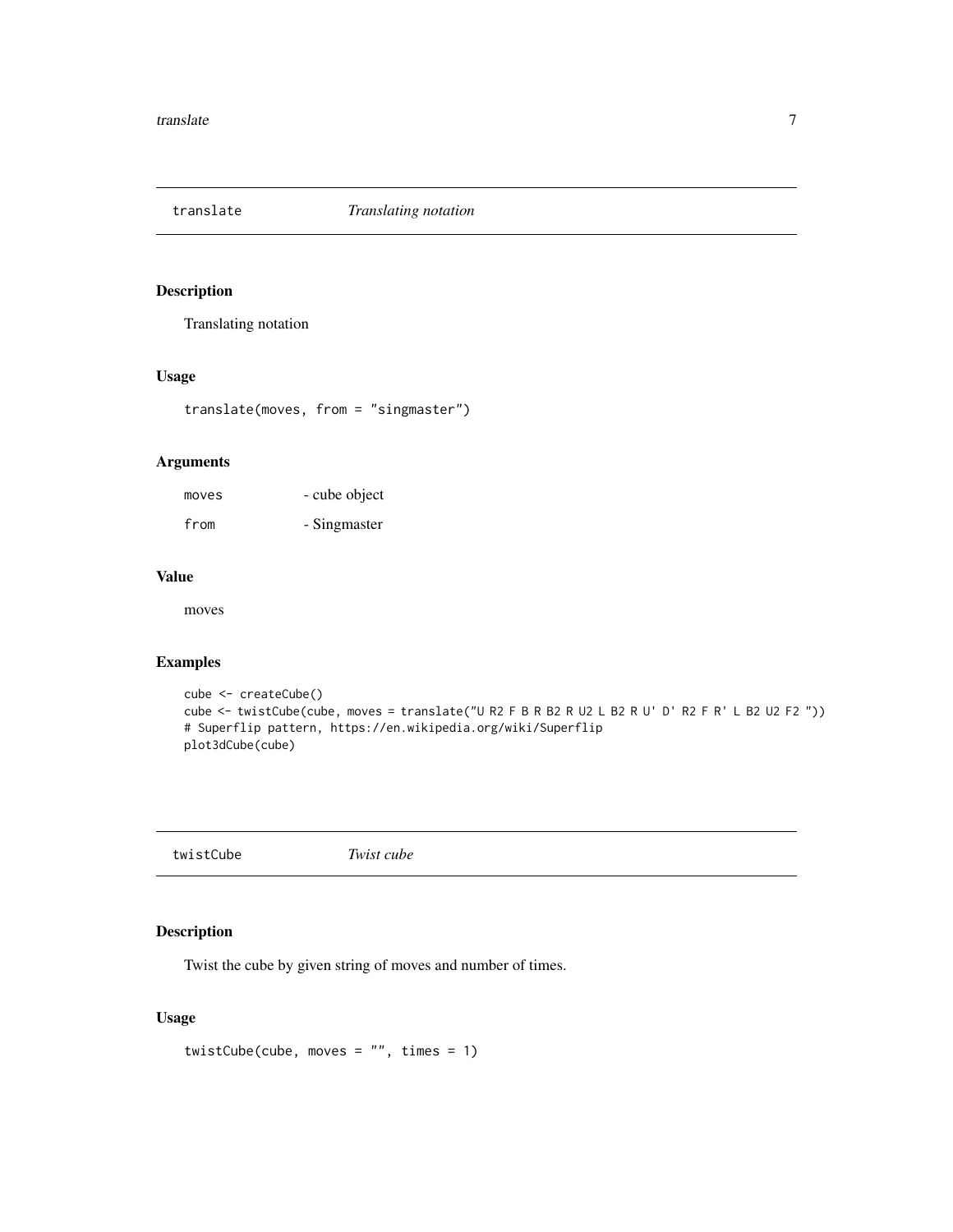## translate — *Translating notation*

### Description

Translating notation

### Usage

```
translate(moves, from = "singmaster")
```

### Arguments

| | |
|---|---|
| `moves` | - cube object |
| `from` | - Singmaster |

### Value

moves

### Examples

```
cube <- createCube()
cube <- twistCube(cube, moves = translate("U R2 F B R B2 R U2 L B2 R U' D' R2 F R' L B2 U2 F2 "))
# Superflip pattern, https://en.wikipedia.org/wiki/Superflip
plot3dCube(cube)
```

## twistCube — *Twist cube*

### Description

Twist the cube by given string of moves and number of times.

### Usage

```
twistCube(cube, moves = "", times = 1)
```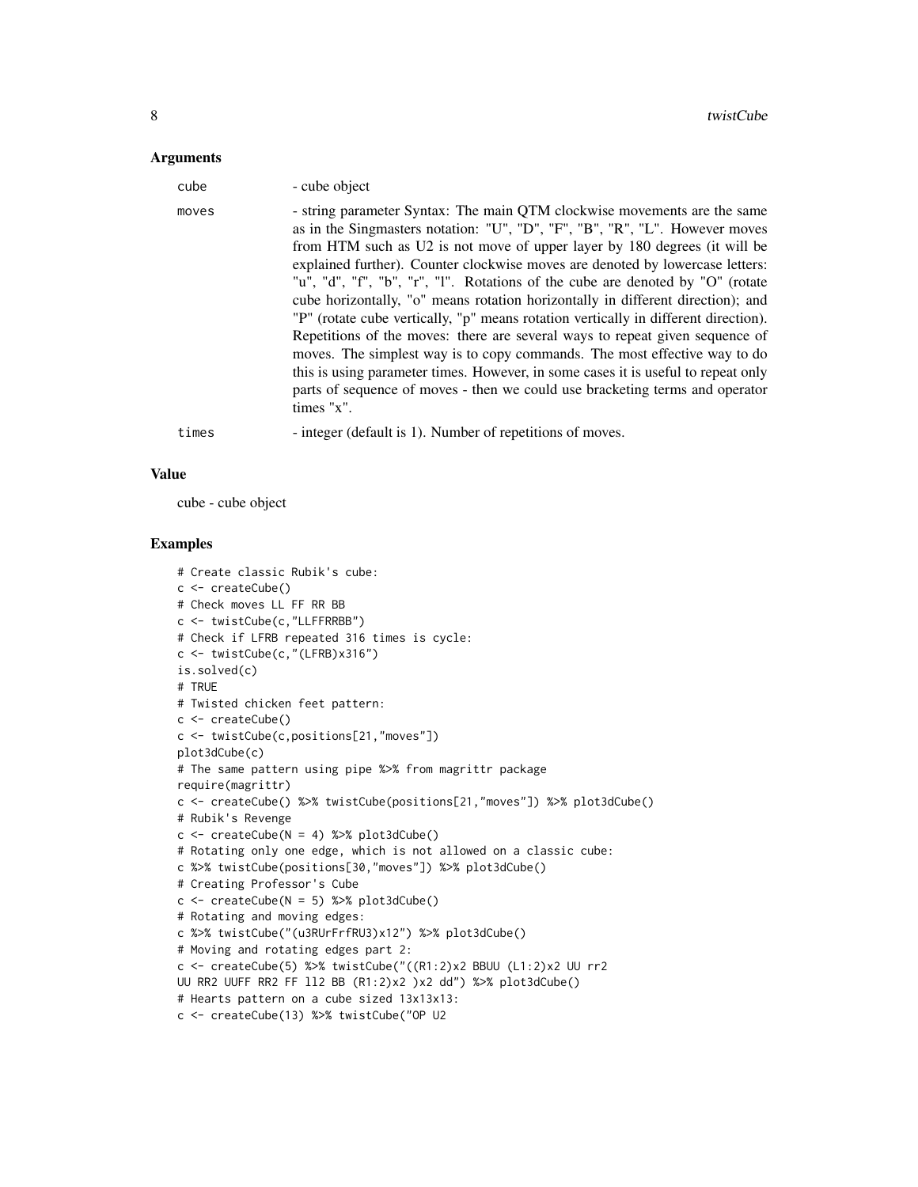## Arguments

| | |
|---|---|
| cube | - cube object |
| moves | - string parameter Syntax: The main QTM clockwise movements are the same as in the Singmasters notation: "U", "D", "F", "B", "R", "L". However moves from HTM such as U2 is not move of upper layer by 180 degrees (it will be explained further). Counter clockwise moves are denoted by lowercase letters: "u", "d", "f", "b", "r", "l". Rotations of the cube are denoted by "O" (rotate cube horizontally, "o" means rotation horizontally in different direction); and "P" (rotate cube vertically, "p" means rotation vertically in different direction). Repetitions of the moves: there are several ways to repeat given sequence of moves. The simplest way is to copy commands. The most effective way to do this is using parameter times. However, in some cases it is useful to repeat only parts of sequence of moves - then we could use bracketing terms and operator times "x". |
| times | - integer (default is 1). Number of repetitions of moves. |

## Value

cube - cube object

## Examples

```
# Create classic Rubik's cube:
c <- createCube()
# Check moves LL FF RR BB
c <- twistCube(c,"LLFFRRBB")
# Check if LFRB repeated 316 times is cycle:
c <- twistCube(c,"(LFRB)x316")
is.solved(c)
# TRUE
# Twisted chicken feet pattern:
c <- createCube()
c <- twistCube(c,positions[21,"moves"])
plot3dCube(c)
# The same pattern using pipe %>% from magrittr package
require(magrittr)
c <- createCube() %>% twistCube(positions[21,"moves"]) %>% plot3dCube()
# Rubik's Revenge
c <- createCube(N = 4) %>% plot3dCube()
# Rotating only one edge, which is not allowed on a classic cube:
c %>% twistCube(positions[30,"moves"]) %>% plot3dCube()
# Creating Professor's Cube
c <- createCube(N = 5) %>% plot3dCube()
# Rotating and moving edges:
c %>% twistCube("(u3RUrFrfRU3)x12") %>% plot3dCube()
# Moving and rotating edges part 2:
c <- createCube(5) %>% twistCube("((R1:2)x2 BBUU (L1:2)x2 UU rr2
UU RR2 UUFF RR2 FF ll2 BB (R1:2)x2 )x2 dd") %>% plot3dCube()
# Hearts pattern on a cube sized 13x13x13:
c <- createCube(13) %>% twistCube("OP U2
```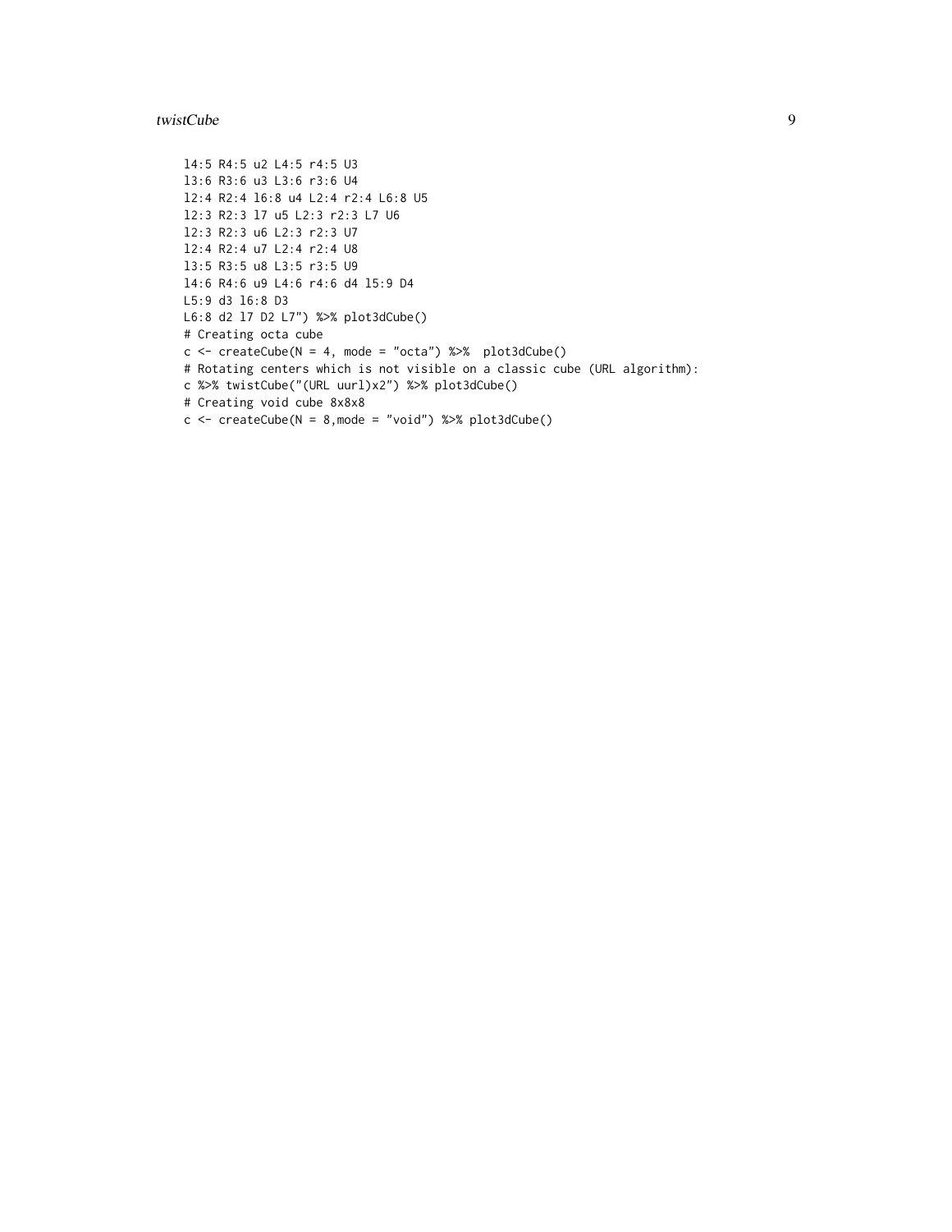```
l4:5 R4:5 u2 L4:5 r4:5 U3
l3:6 R3:6 u3 L3:6 r3:6 U4
l2:4 R2:4 l6:8 u4 L2:4 r2:4 L6:8 U5
l2:3 R2:3 l7 u5 L2:3 r2:3 L7 U6
l2:3 R2:3 u6 L2:3 r2:3 U7
l2:4 R2:4 u7 L2:4 r2:4 U8
l3:5 R3:5 u8 L3:5 r3:5 U9
l4:6 R4:6 u9 L4:6 r4:6 d4 l5:9 D4
L5:9 d3 l6:8 D3
L6:8 d2 l7 D2 L7") %>% plot3dCube()
# Creating octa cube
c <- createCube(N = 4, mode = "octa") %>%  plot3dCube()
# Rotating centers which is not visible on a classic cube (URL algorithm):
c %>% twistCube("(URL uurl)x2") %>% plot3dCube()
# Creating void cube 8x8x8
c <- createCube(N = 8,mode = "void") %>% plot3dCube()
```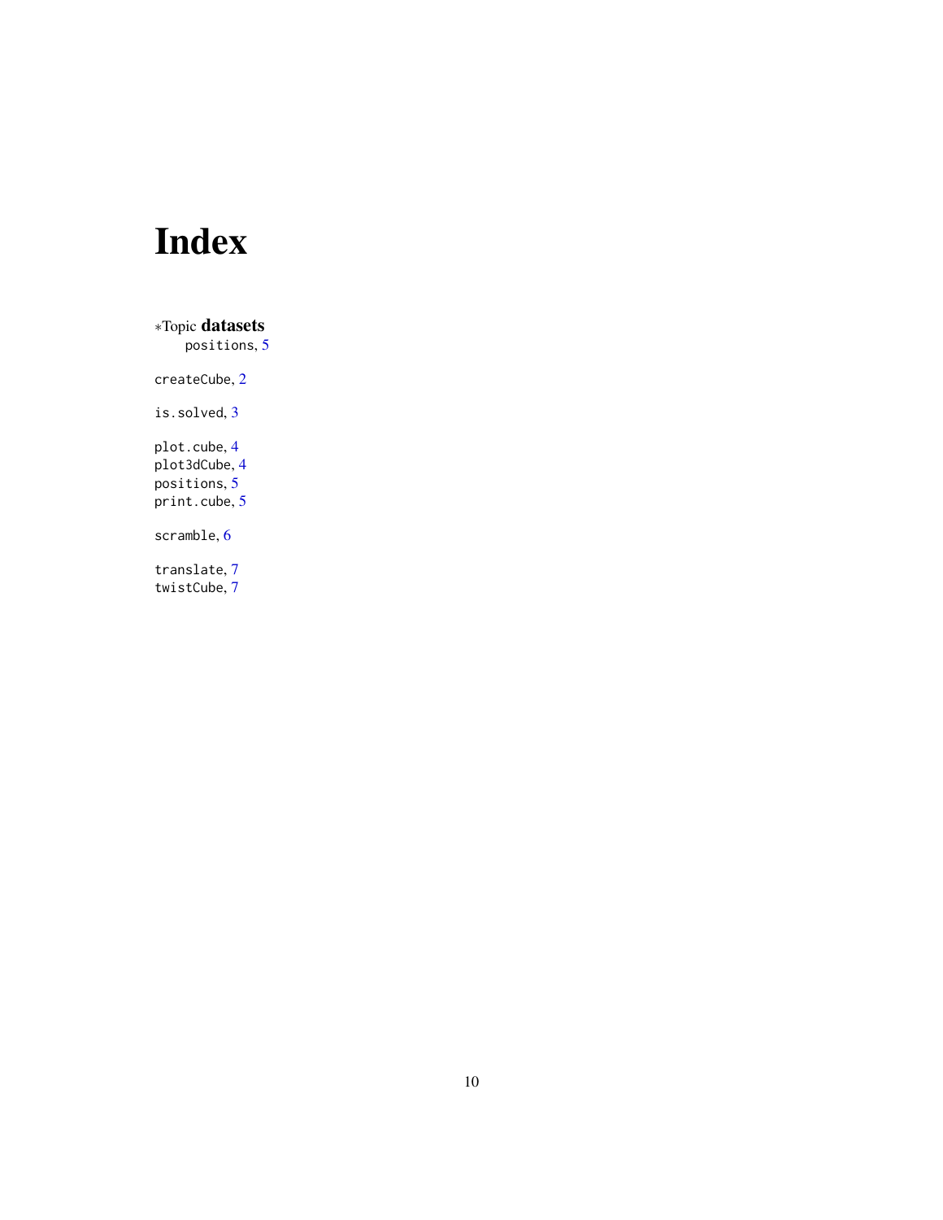# Index

*Topic **datasets**
    positions, 5

createCube, 2

is.solved, 3

plot.cube, 4
plot3dCube, 4
positions, 5
print.cube, 5

scramble, 6

translate, 7
twistCube, 7